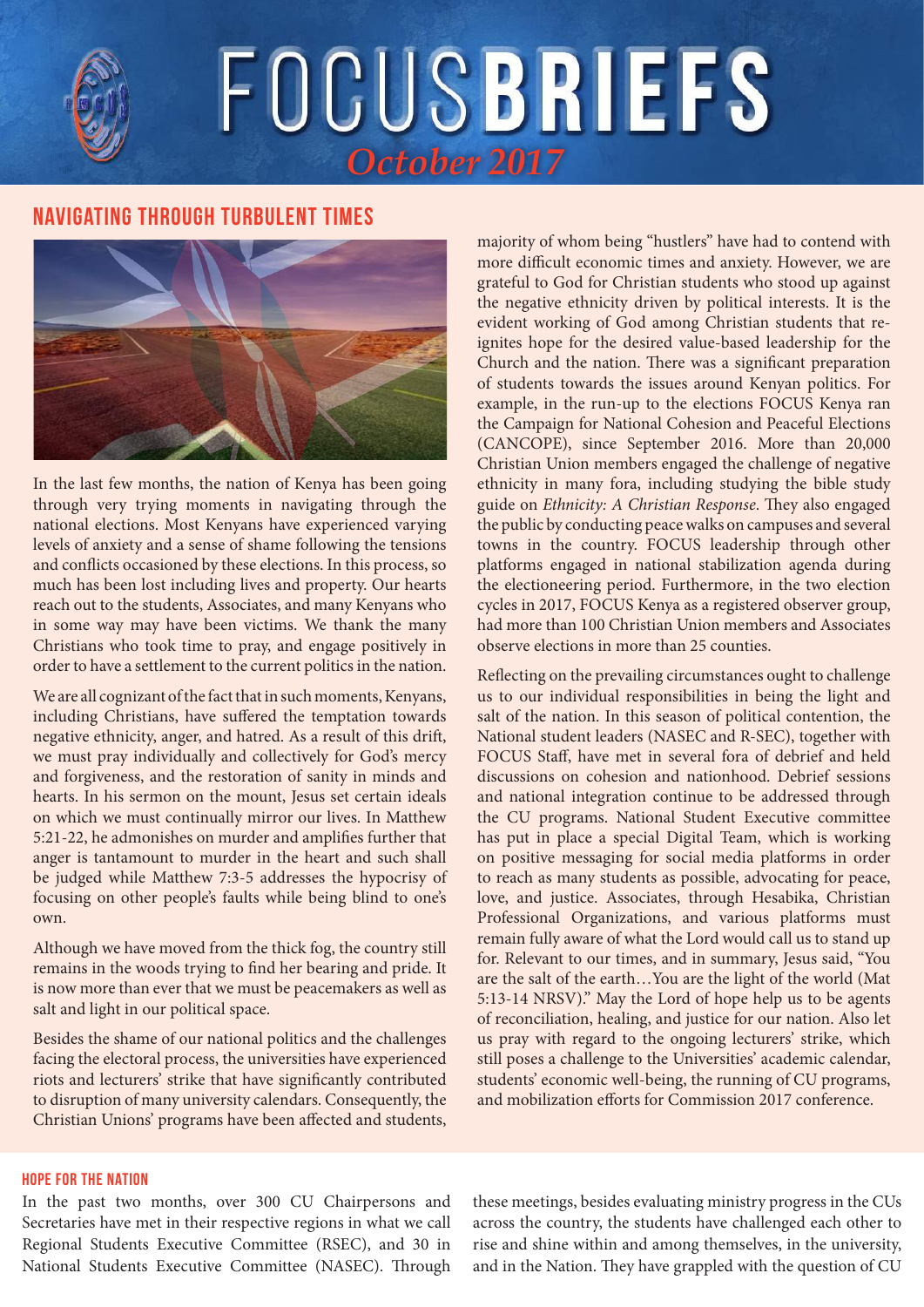# FOCUS BRIEFS

*October 2017*

## NAVIGATING THROUGH TURBULENT TIMES

In the last few months, the nation of Kenya has been going through very trying moments in navigating through the national elections. Most Kenyans have experienced varying levels of anxiety and a sense of shame following the tensions and conflicts occasioned by these elections. In this process, so much has been lost including lives and property. Our hearts reach out to the students, Associates, and many Kenyans who in some way may have been victims. We thank the many Christians who took time to pray, and engage positively in order to have a settlement to the current politics in the nation.

We are all cognizant of the fact that in such moments, Kenyans, including Christians, have suffered the temptation towards negative ethnicity, anger, and hatred. As a result of this drift, we must pray individually and collectively for God's mercy and forgiveness, and the restoration of sanity in minds and hearts. In his sermon on the mount, Jesus set certain ideals on which we must continually mirror our lives. In Matthew 5:21-22, he admonishes on murder and amplifies further that anger is tantamount to murder in the heart and such shall be judged while Matthew 7:3-5 addresses the hypocrisy of focusing on other people's faults while being blind to one's own.

Although we have moved from the thick fog, the country still remains in the woods trying to find her bearing and pride. It is now more than ever that we must be peacemakers as well as salt and light in our political space.

Besides the shame of our national politics and the challenges facing the electoral process, the universities have experienced riots and lecturers' strike that have significantly contributed to disruption of many university calendars. Consequently, the Christian Unions' programs have been affected and students, majority of whom being "hustlers" have had to contend with more difficult economic times and anxiety. However, we are grateful to God for Christian students who stood up against the negative ethnicity driven by political interests. It is the evident working of God among Christian students that re-ignites hope for the desired value-based leadership for the Church and the nation. There was a significant preparation of students towards the issues around Kenyan politics. For example, in the run-up to the elections FOCUS Kenya ran the Campaign for National Cohesion and Peaceful Elections (CANCOPE), since September 2016. More than 20,000 Christian Union members engaged the challenge of negative ethnicity in many fora, including studying the bible study guide on *Ethnicity: A Christian Response*. They also engaged the public by conducting peace walks on campuses and several towns in the country. FOCUS leadership through other platforms engaged in national stabilization agenda during the electioneering period. Furthermore, in the two election cycles in 2017, FOCUS Kenya as a registered observer group, had more than 100 Christian Union members and Associates observe elections in more than 25 counties.

Reflecting on the prevailing circumstances ought to challenge us to our individual responsibilities in being the light and salt of the nation. In this season of political contention, the National student leaders (NASEC and R-SEC), together with FOCUS Staff, have met in several fora of debrief and held discussions on cohesion and nationhood. Debrief sessions and national integration continue to be addressed through the CU programs. National Student Executive committee has put in place a special Digital Team, which is working on positive messaging for social media platforms in order to reach as many students as possible, advocating for peace, love, and justice. Associates, through Hesabika, Christian Professional Organizations, and various platforms must remain fully aware of what the Lord would call us to stand up for. Relevant to our times, and in summary, Jesus said, "You are the salt of the earth…You are the light of the world (Mat 5:13-14 NRSV)." May the Lord of hope help us to be agents of reconciliation, healing, and justice for our nation. Also let us pray with regard to the ongoing lecturers' strike, which still poses a challenge to the Universities' academic calendar, students' economic well-being, the running of CU programs, and mobilization efforts for Commission 2017 conference.

### HOPE FOR THE NATION

In the past two months, over 300 CU Chairpersons and Secretaries have met in their respective regions in what we call Regional Students Executive Committee (RSEC), and 30 in National Students Executive Committee (NASEC). Through these meetings, besides evaluating ministry progress in the CUs across the country, the students have challenged each other to rise and shine within and among themselves, in the university, and in the Nation. They have grappled with the question of CU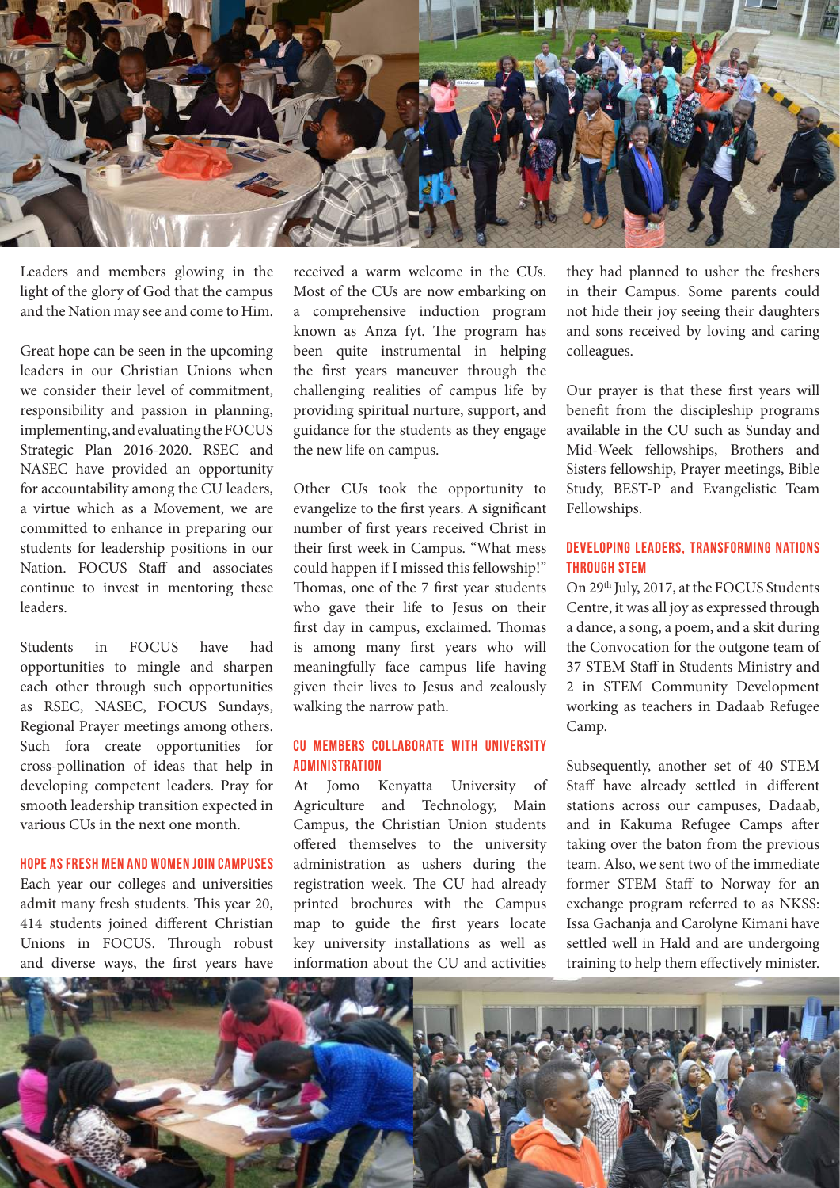Leaders and members glowing in the light of the glory of God that the campus and the Nation may see and come to Him.

Great hope can be seen in the upcoming leaders in our Christian Unions when we consider their level of commitment, responsibility and passion in planning, implementing, and evaluating the FOCUS Strategic Plan 2016-2020. RSEC and NASEC have provided an opportunity for accountability among the CU leaders, a virtue which as a Movement, we are committed to enhance in preparing our students for leadership positions in our Nation. FOCUS Staff and associates continue to invest in mentoring these leaders.

Students in FOCUS have had opportunities to mingle and sharpen each other through such opportunities as RSEC, NASEC, FOCUS Sundays, Regional Prayer meetings among others. Such fora create opportunities for cross-pollination of ideas that help in developing competent leaders. Pray for smooth leadership transition expected in various CUs in the next one month.

## HOPE AS FRESH MEN AND WOMEN JOIN CAMPUSES

Each year our colleges and universities admit many fresh students. This year 20, 414 students joined different Christian Unions in FOCUS. Through robust and diverse ways, the first years have received a warm welcome in the CUs. Most of the CUs are now embarking on a comprehensive induction program known as Anza fyt. The program has been quite instrumental in helping the first years maneuver through the challenging realities of campus life by providing spiritual nurture, support, and guidance for the students as they engage the new life on campus.

Other CUs took the opportunity to evangelize to the first years. A significant number of first years received Christ in their first week in Campus. "What mess could happen if I missed this fellowship!" Thomas, one of the 7 first year students who gave their life to Jesus on their first day in campus, exclaimed. Thomas is among many first years who will meaningfully face campus life having given their lives to Jesus and zealously walking the narrow path.

## CU MEMBERS COLLABORATE WITH UNIVERSITY ADMINISTRATION

At Jomo Kenyatta University of Agriculture and Technology, Main Campus, the Christian Union students offered themselves to the university administration as ushers during the registration week. The CU had already printed brochures with the Campus map to guide the first years locate key university installations as well as information about the CU and activities they had planned to usher the freshers in their Campus. Some parents could not hide their joy seeing their daughters and sons received by loving and caring colleagues.

Our prayer is that these first years will benefit from the discipleship programs available in the CU such as Sunday and Mid-Week fellowships, Brothers and Sisters fellowship, Prayer meetings, Bible Study, BEST-P and Evangelistic Team Fellowships.

## DEVELOPING LEADERS, TRANSFORMING NATIONS THROUGH STEM

On 29th July, 2017, at the FOCUS Students Centre, it was all joy as expressed through a dance, a song, a poem, and a skit during the Convocation for the outgone team of 37 STEM Staff in Students Ministry and 2 in STEM Community Development working as teachers in Dadaab Refugee Camp.

Subsequently, another set of 40 STEM Staff have already settled in different stations across our campuses, Dadaab, and in Kakuma Refugee Camps after taking over the baton from the previous team. Also, we sent two of the immediate former STEM Staff to Norway for an exchange program referred to as NKSS: Issa Gachanja and Carolyne Kimani have settled well in Hald and are undergoing training to help them effectively minister.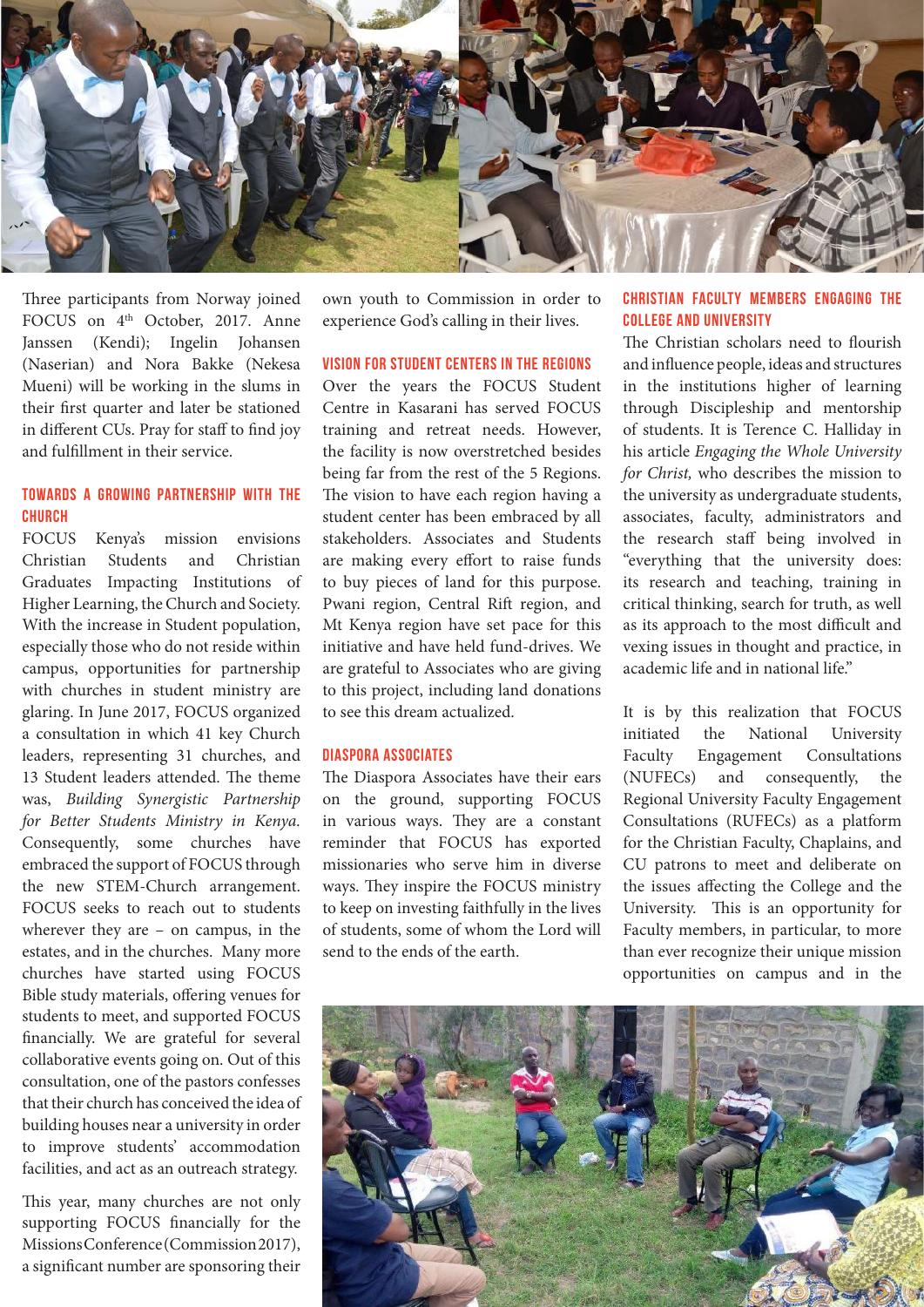Three participants from Norway joined FOCUS on 4th October, 2017. Anne Janssen (Kendi); Ingelin Johansen (Naserian) and Nora Bakke (Nekesa Mueni) will be working in the slums in their first quarter and later be stationed in different CUs. Pray for staff to find joy and fulfillment in their service.

## TOWARDS A GROWING PARTNERSHIP WITH THE CHURCH

FOCUS Kenya's mission envisions Christian Students and Christian Graduates Impacting Institutions of Higher Learning, the Church and Society. With the increase in Student population, especially those who do not reside within campus, opportunities for partnership with churches in student ministry are glaring. In June 2017, FOCUS organized a consultation in which 41 key Church leaders, representing 31 churches, and 13 Student leaders attended. The theme was, *Building Synergistic Partnership for Better Students Ministry in Kenya.* Consequently, some churches have embraced the support of FOCUS through the new STEM-Church arrangement. FOCUS seeks to reach out to students wherever they are – on campus, in the estates, and in the churches. Many more churches have started using FOCUS Bible study materials, offering venues for students to meet, and supported FOCUS financially. We are grateful for several collaborative events going on. Out of this consultation, one of the pastors confesses that their church has conceived the idea of building houses near a university in order to improve students' accommodation facilities, and act as an outreach strategy.

This year, many churches are not only supporting FOCUS financially for the Missions Conference (Commission 2017), a significant number are sponsoring their own youth to Commission in order to experience God's calling in their lives.

## VISION FOR STUDENT CENTERS IN THE REGIONS

Over the years the FOCUS Student Centre in Kasarani has served FOCUS training and retreat needs. However, the facility is now overstretched besides being far from the rest of the 5 Regions. The vision to have each region having a student center has been embraced by all stakeholders. Associates and Students are making every effort to raise funds to buy pieces of land for this purpose. Pwani region, Central Rift region, and Mt Kenya region have set pace for this initiative and have held fund-drives. We are grateful to Associates who are giving to this project, including land donations to see this dream actualized.

## DIASPORA ASSOCIATES

The Diaspora Associates have their ears on the ground, supporting FOCUS in various ways. They are a constant reminder that FOCUS has exported missionaries who serve him in diverse ways. They inspire the FOCUS ministry to keep on investing faithfully in the lives of students, some of whom the Lord will send to the ends of the earth.

## CHRISTIAN FACULTY MEMBERS ENGAGING THE COLLEGE AND UNIVERSITY

The Christian scholars need to flourish and influence people, ideas and structures in the institutions higher of learning through Discipleship and mentorship of students. It is Terence C. Halliday in his article *Engaging the Whole University for Christ,* who describes the mission to the university as undergraduate students, associates, faculty, administrators and the research staff being involved in "everything that the university does: its research and teaching, training in critical thinking, search for truth, as well as its approach to the most difficult and vexing issues in thought and practice, in academic life and in national life."

It is by this realization that FOCUS initiated the National University Faculty Engagement Consultations (NUFECs) and consequently, the Regional University Faculty Engagement Consultations (RUFECs) as a platform for the Christian Faculty, Chaplains, and CU patrons to meet and deliberate on the issues affecting the College and the University. This is an opportunity for Faculty members, in particular, to more than ever recognize their unique mission opportunities on campus and in the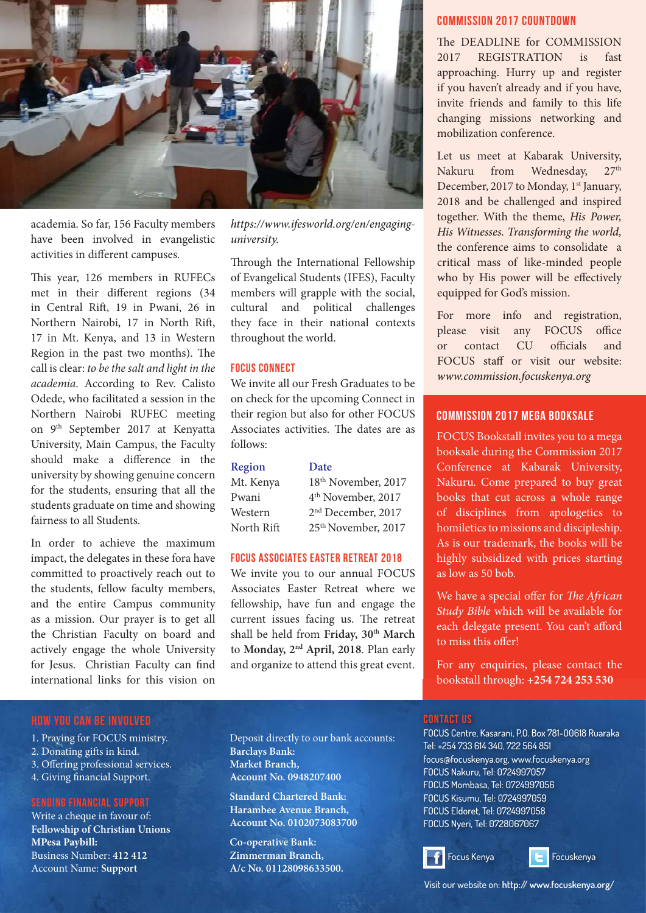academia. So far, 156 Faculty members have been involved in evangelistic activities in different campuses.

This year, 126 members in RUFECs met in their different regions (34 in Central Rift, 19 in Pwani, 26 in Northern Nairobi, 17 in North Rift, 17 in Mt. Kenya, and 13 in Western Region in the past two months). The call is clear: *to be the salt and light in the academia*. According to Rev. Calisto Odede, who facilitated a session in the Northern Nairobi RUFEC meeting on 9th September 2017 at Kenyatta University, Main Campus, the Faculty should make a difference in the university by showing genuine concern for the students, ensuring that all the students graduate on time and showing fairness to all Students.

In order to achieve the maximum impact, the delegates in these fora have committed to proactively reach out to the students, fellow faculty members, and the entire Campus community as a mission. Our prayer is to get all the Christian Faculty on board and actively engage the whole University for Jesus. Christian Faculty can find international links for this vision on *https://www.ifesworld.org/en/engaging-university.*

Through the International Fellowship of Evangelical Students (IFES), Faculty members will grapple with the social, cultural and political challenges they face in their national contexts throughout the world.

## FOCUS CONNECT

We invite all our Fresh Graduates to be on check for the upcoming Connect in their region but also for other FOCUS Associates activities. The dates are as follows:

| Region | Date |
|---|---|
| Mt. Kenya | 18th November, 2017 |
| Pwani | 4th November, 2017 |
| Western | 2nd December, 2017 |
| North Rift | 25th November, 2017 |

## FOCUS ASSOCIATES EASTER RETREAT 2018

We invite you to our annual FOCUS Associates Easter Retreat where we fellowship, have fun and engage the current issues facing us. The retreat shall be held from **Friday, 30th March** to **Monday, 2nd April, 2018**. Plan early and organize to attend this great event.

## COMMISSION 2017 COUNTDOWN

The DEADLINE for COMMISSION 2017 REGISTRATION is fast approaching. Hurry up and register if you haven't already and if you have, invite friends and family to this life changing missions networking and mobilization conference.

Let us meet at Kabarak University, Nakuru from Wednesday, 27th December, 2017 to Monday, 1st January, 2018 and be challenged and inspired together. With the theme, *His Power, His Witnesses. Transforming the world,* the conference aims to consolidate a critical mass of like-minded people who by His power will be effectively equipped for God's mission.

For more info and registration, please visit any FOCUS office or contact CU officials and FOCUS staff or visit our website: *www.commission.focuskenya.org*

## COMMISSION 2017 MEGA BOOKSALE

FOCUS Bookstall invites you to a mega booksale during the Commission 2017 Conference at Kabarak University, Nakuru. Come prepared to buy great books that cut across a whole range of disciplines from apologetics to homiletics to missions and discipleship. As is our trademark, the books will be highly subsidized with prices starting as low as 50 bob.

We have a special offer for *The African Study Bible* which will be available for each delegate present. You can't afford to miss this offer!

For any enquiries, please contact the bookstall through: **+254 724 253 530**

## HOW YOU CAN BE INVOLVED

1. Praying for FOCUS ministry.
2. Donating gifts in kind.
3. Offering professional services.
4. Giving financial Support.

## SENDING FINANCIAL SUPPORT

Write a cheque in favour of:
**Fellowship of Christian Unions**
**MPesa Paybill:**
Business Number: **412 412**
Account Name: **Support**

Deposit directly to our bank accounts:
**Barclays Bank:**
**Market Branch,**
**Account No. 0948207400**

**Standard Chartered Bank:**
**Harambee Avenue Branch,**
**Account No. 0102073083700**

**Co-operative Bank:**
**Zimmerman Branch,**
**A/c No. 01128098633500.**

## CONTACT US

FOCUS Centre, Kasarani, P.O. Box 781-00618 Ruaraka
Tel: +254 733 614 340, 722 564 851
focus@focuskenya.org, www.focuskenya.org
FOCUS Nakuru, Tel: 0724997057
FOCUS Mombasa, Tel: 0724997056
FOCUS Kisumu, Tel: 0724997059
FOCUS Eldoret, Tel: 0724997058
FOCUS Nyeri, Tel: 0728067067

Focus Kenya
Focuskenya

Visit our website on: **http:// www.focuskenya.org/**